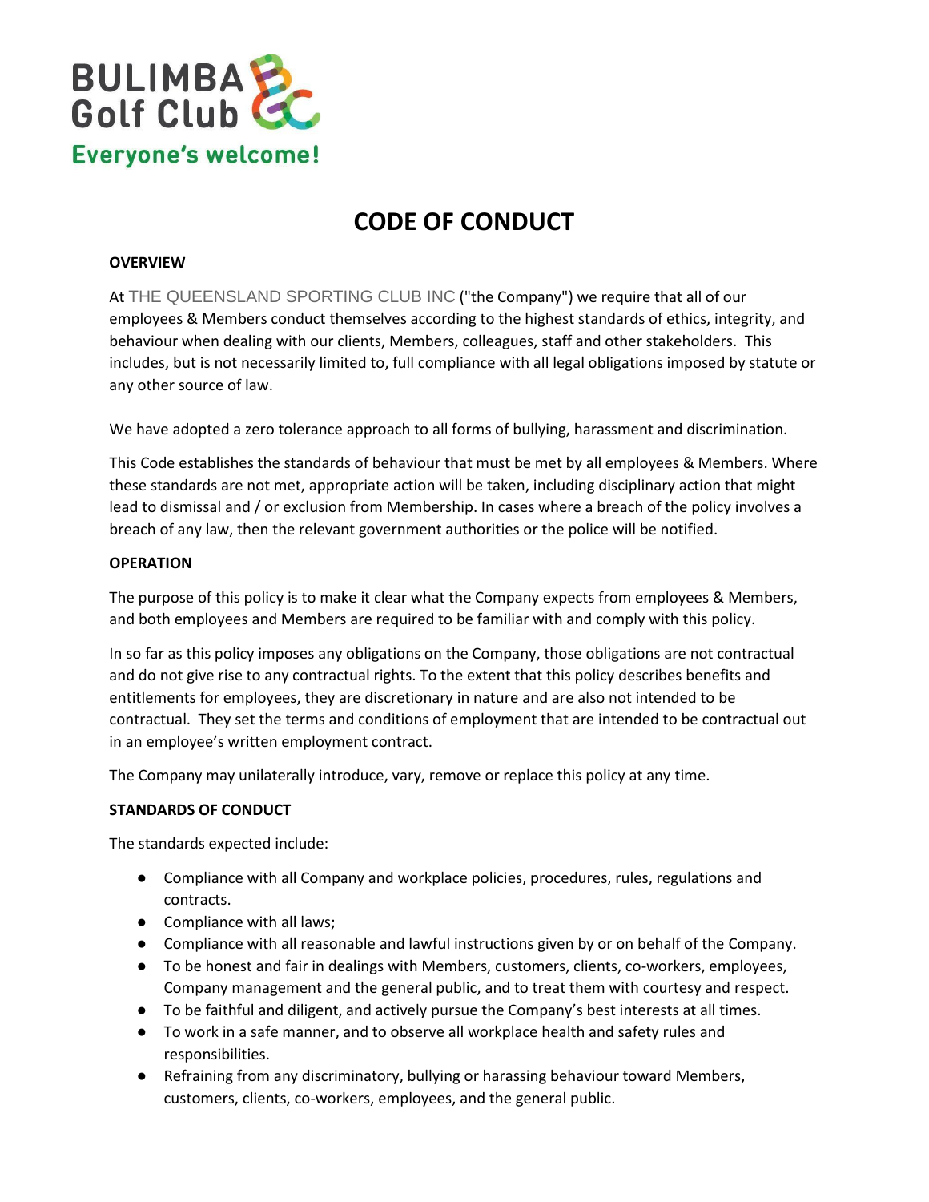BULIMBA Golf Club

Everyone's welcome!

# CODE OF CONDUCT

**OVERVIEW**

At THE QUEENSLAND SPORTING CLUB INC ("the Company") we require that all of our employees & Members conduct themselves according to the highest standards of ethics, integrity, and behaviour when dealing with our clients, Members, colleagues, staff and other stakeholders. This includes, but is not necessarily limited to, full compliance with all legal obligations imposed by statute or any other source of law.

We have adopted a zero tolerance approach to all forms of bullying, harassment and discrimination.

This Code establishes the standards of behaviour that must be met by all employees & Members. Where these standards are not met, appropriate action will be taken, including disciplinary action that might lead to dismissal and / or exclusion from Membership. In cases where a breach of the policy involves a breach of any law, then the relevant government authorities or the police will be notified.

**OPERATION**

The purpose of this policy is to make it clear what the Company expects from employees & Members, and both employees and Members are required to be familiar with and comply with this policy.

In so far as this policy imposes any obligations on the Company, those obligations are not contractual and do not give rise to any contractual rights. To the extent that this policy describes benefits and entitlements for employees, they are discretionary in nature and are also not intended to be contractual. They set the terms and conditions of employment that are intended to be contractual out in an employee's written employment contract.

The Company may unilaterally introduce, vary, remove or replace this policy at any time.

**STANDARDS OF CONDUCT**

The standards expected include:

- Compliance with all Company and workplace policies, procedures, rules, regulations and contracts.
- Compliance with all laws;
- Compliance with all reasonable and lawful instructions given by or on behalf of the Company.
- To be honest and fair in dealings with Members, customers, clients, co-workers, employees, Company management and the general public, and to treat them with courtesy and respect.
- To be faithful and diligent, and actively pursue the Company's best interests at all times.
- To work in a safe manner, and to observe all workplace health and safety rules and responsibilities.
- Refraining from any discriminatory, bullying or harassing behaviour toward Members, customers, clients, co-workers, employees, and the general public.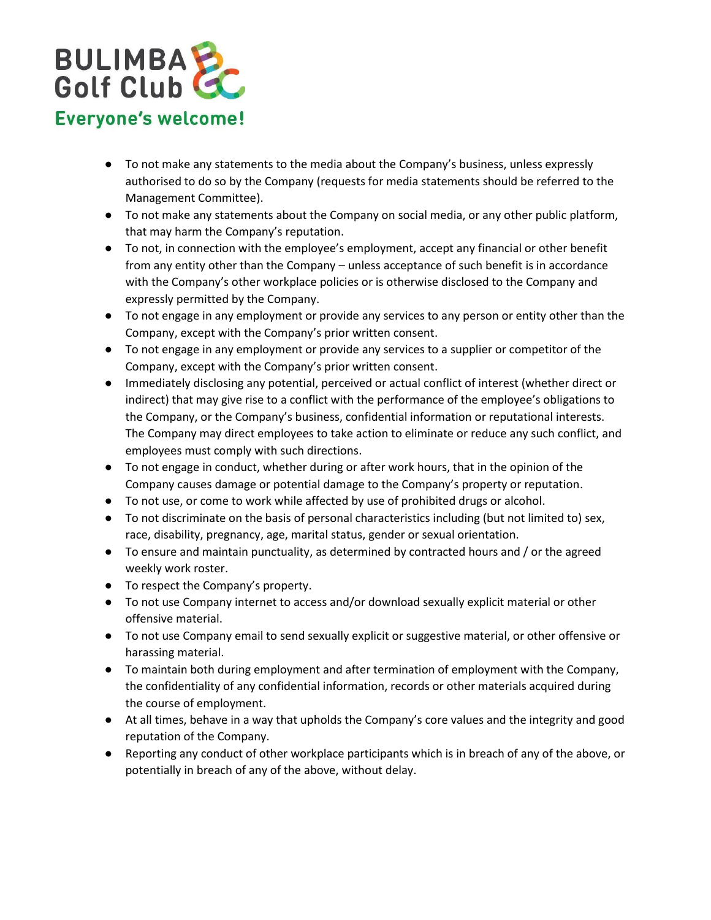- To not make any statements to the media about the Company's business, unless expressly authorised to do so by the Company (requests for media statements should be referred to the Management Committee).
- To not make any statements about the Company on social media, or any other public platform, that may harm the Company's reputation.
- To not, in connection with the employee's employment, accept any financial or other benefit from any entity other than the Company – unless acceptance of such benefit is in accordance with the Company's other workplace policies or is otherwise disclosed to the Company and expressly permitted by the Company.
- To not engage in any employment or provide any services to any person or entity other than the Company, except with the Company's prior written consent.
- To not engage in any employment or provide any services to a supplier or competitor of the Company, except with the Company's prior written consent.
- Immediately disclosing any potential, perceived or actual conflict of interest (whether direct or indirect) that may give rise to a conflict with the performance of the employee's obligations to the Company, or the Company's business, confidential information or reputational interests. The Company may direct employees to take action to eliminate or reduce any such conflict, and employees must comply with such directions.
- To not engage in conduct, whether during or after work hours, that in the opinion of the Company causes damage or potential damage to the Company's property or reputation.
- To not use, or come to work while affected by use of prohibited drugs or alcohol.
- To not discriminate on the basis of personal characteristics including (but not limited to) sex, race, disability, pregnancy, age, marital status, gender or sexual orientation.
- To ensure and maintain punctuality, as determined by contracted hours and / or the agreed weekly work roster.
- To respect the Company's property.
- To not use Company internet to access and/or download sexually explicit material or other offensive material.
- To not use Company email to send sexually explicit or suggestive material, or other offensive or harassing material.
- To maintain both during employment and after termination of employment with the Company, the confidentiality of any confidential information, records or other materials acquired during the course of employment.
- At all times, behave in a way that upholds the Company's core values and the integrity and good reputation of the Company.
- Reporting any conduct of other workplace participants which is in breach of any of the above, or potentially in breach of any of the above, without delay.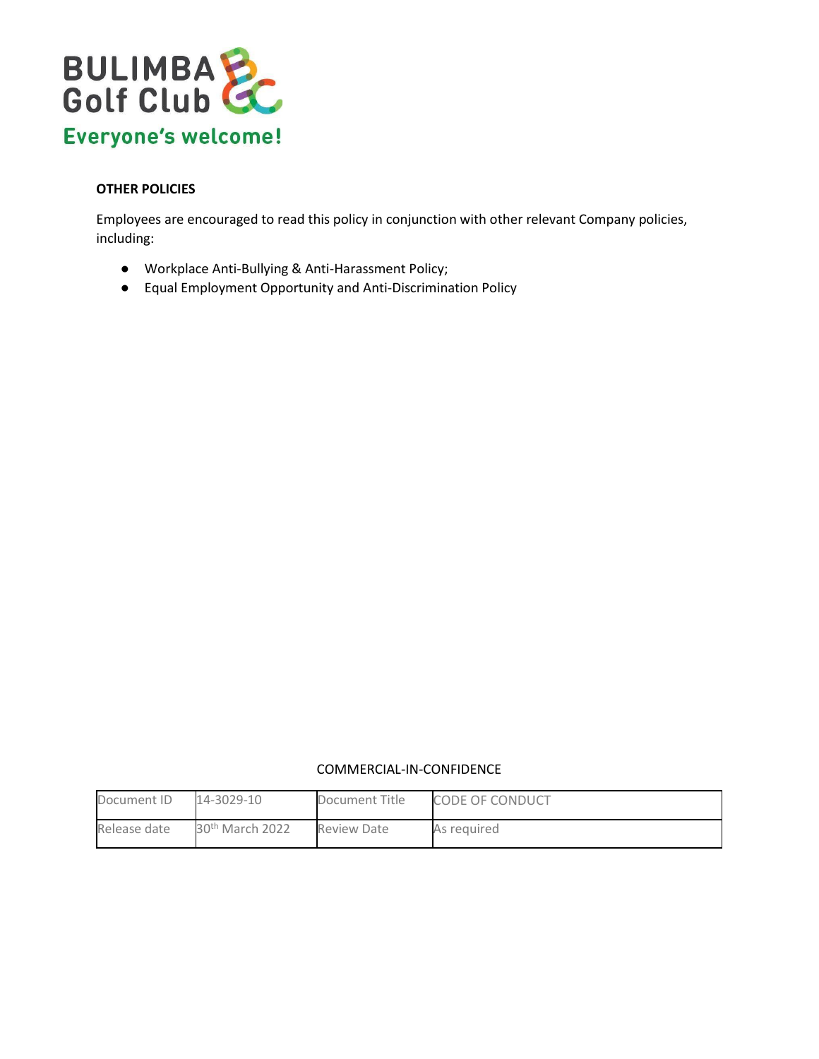**OTHER POLICIES**

Employees are encouraged to read this policy in conjunction with other relevant Company policies, including:

- Workplace Anti-Bullying & Anti-Harassment Policy;
- Equal Employment Opportunity and Anti-Discrimination Policy

COMMERCIAL-IN-CONFIDENCE

| | | | |
|---|---|---|---|
| Document ID | 14-3029-10 | Document Title | CODE OF CONDUCT |
| Release date | 30th March 2022 | Review Date | As required |